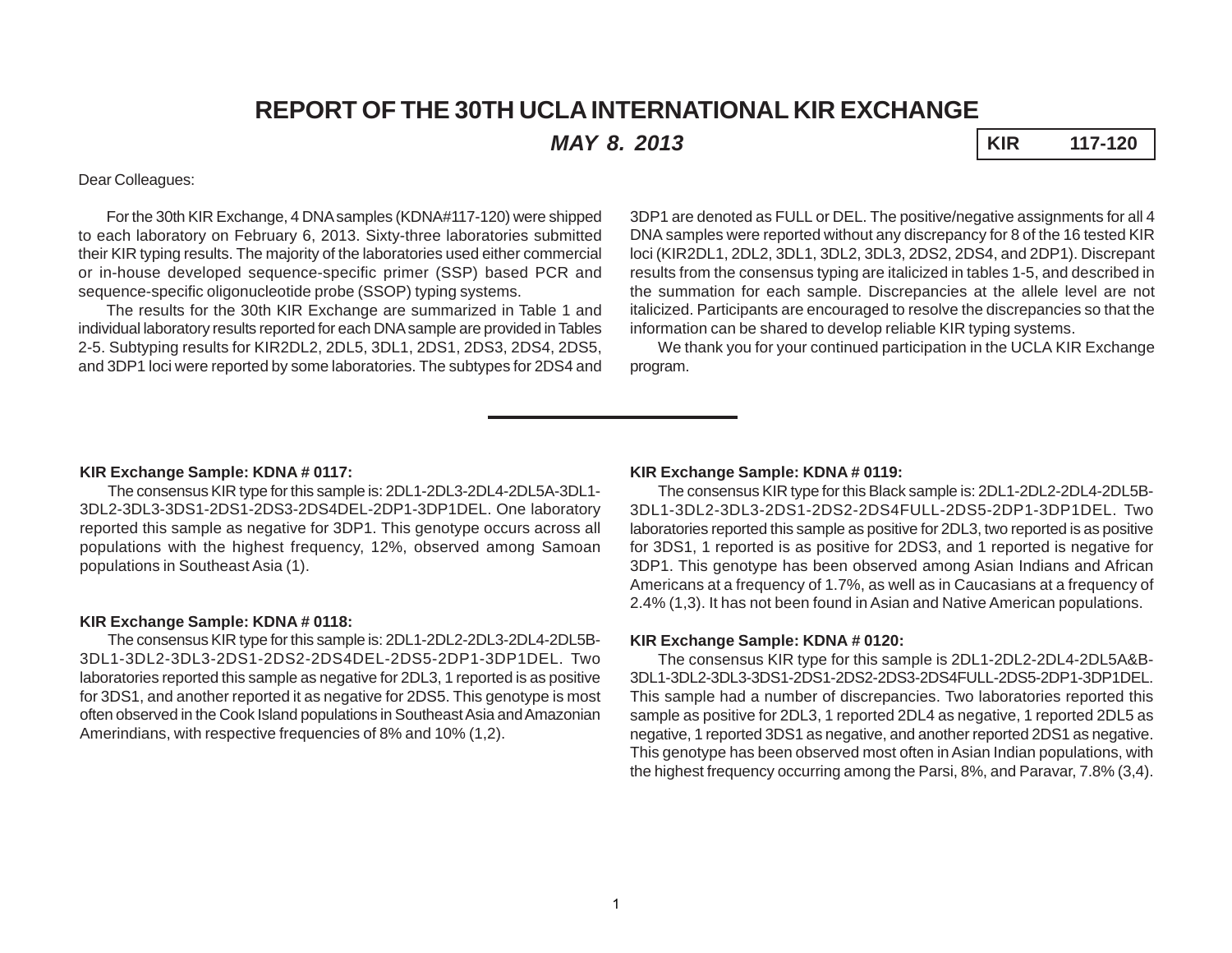# REPORT OF THE 30TH UCLA INTERNATIONAL KIR EXCHANGE

***MAY 8. 2013***

| KIR | 117-120 |
|---|---|

Dear Colleagues:

For the 30th KIR Exchange, 4 DNA samples (KDNA#117-120) were shipped to each laboratory on February 6, 2013. Sixty-three laboratories submitted their KIR typing results. The majority of the laboratories used either commercial or in-house developed sequence-specific primer (SSP) based PCR and sequence-specific oligonucleotide probe (SSOP) typing systems.

The results for the 30th KIR Exchange are summarized in Table 1 and individual laboratory results reported for each DNA sample are provided in Tables 2-5. Subtyping results for KIR2DL2, 2DL5, 3DL1, 2DS1, 2DS3, 2DS4, 2DS5, and 3DP1 loci were reported by some laboratories. The subtypes for 2DS4 and 3DP1 are denoted as FULL or DEL. The positive/negative assignments for all 4 DNA samples were reported without any discrepancy for 8 of the 16 tested KIR loci (KIR2DL1, 2DL2, 3DL1, 3DL2, 3DL3, 2DS2, 2DS4, and 2DP1). Discrepant results from the consensus typing are italicized in tables 1-5, and described in the summation for each sample. Discrepancies at the allele level are not italicized. Participants are encouraged to resolve the discrepancies so that the information can be shared to develop reliable KIR typing systems.

We thank you for your continued participation in the UCLA KIR Exchange program.

---

**KIR Exchange Sample: KDNA # 0117:**

The consensus KIR type for this sample is: 2DL1-2DL3-2DL4-2DL5A-3DL1-3DL2-3DL3-3DS1-2DS1-2DS3-2DS4DEL-2DP1-3DP1DEL. One laboratory reported this sample as negative for 3DP1. This genotype occurs across all populations with the highest frequency, 12%, observed among Samoan populations in Southeast Asia (1).

**KIR Exchange Sample: KDNA # 0118:**

The consensus KIR type for this sample is: 2DL1-2DL2-2DL3-2DL4-2DL5B-3DL1-3DL2-3DL3-2DS1-2DS2-2DS4DEL-2DS5-2DP1-3DP1DEL. Two laboratories reported this sample as negative for 2DL3, 1 reported is as positive for 3DS1, and another reported it as negative for 2DS5. This genotype is most often observed in the Cook Island populations in Southeast Asia and Amazonian Amerindians, with respective frequencies of 8% and 10% (1,2).

**KIR Exchange Sample: KDNA # 0119:**

The consensus KIR type for this Black sample is: 2DL1-2DL2-2DL4-2DL5B-3DL1-3DL2-3DL3-2DS1-2DS2-2DS4FULL-2DS5-2DP1-3DP1DEL. Two laboratories reported this sample as positive for 2DL3, two reported is as positive for 3DS1, 1 reported is as positive for 2DS3, and 1 reported is negative for 3DP1. This genotype has been observed among Asian Indians and African Americans at a frequency of 1.7%, as well as in Caucasians at a frequency of 2.4% (1,3). It has not been found in Asian and Native American populations.

**KIR Exchange Sample: KDNA # 0120:**

The consensus KIR type for this sample is 2DL1-2DL2-2DL4-2DL5A&B-3DL1-3DL2-3DL3-3DS1-2DS1-2DS2-2DS3-2DS4FULL-2DS5-2DP1-3DP1DEL. This sample had a number of discrepancies. Two laboratories reported this sample as positive for 2DL3, 1 reported 2DL4 as negative, 1 reported 2DL5 as negative, 1 reported 3DS1 as negative, and another reported 2DS1 as negative. This genotype has been observed most often in Asian Indian populations, with the highest frequency occurring among the Parsi, 8%, and Paravar, 7.8% (3,4).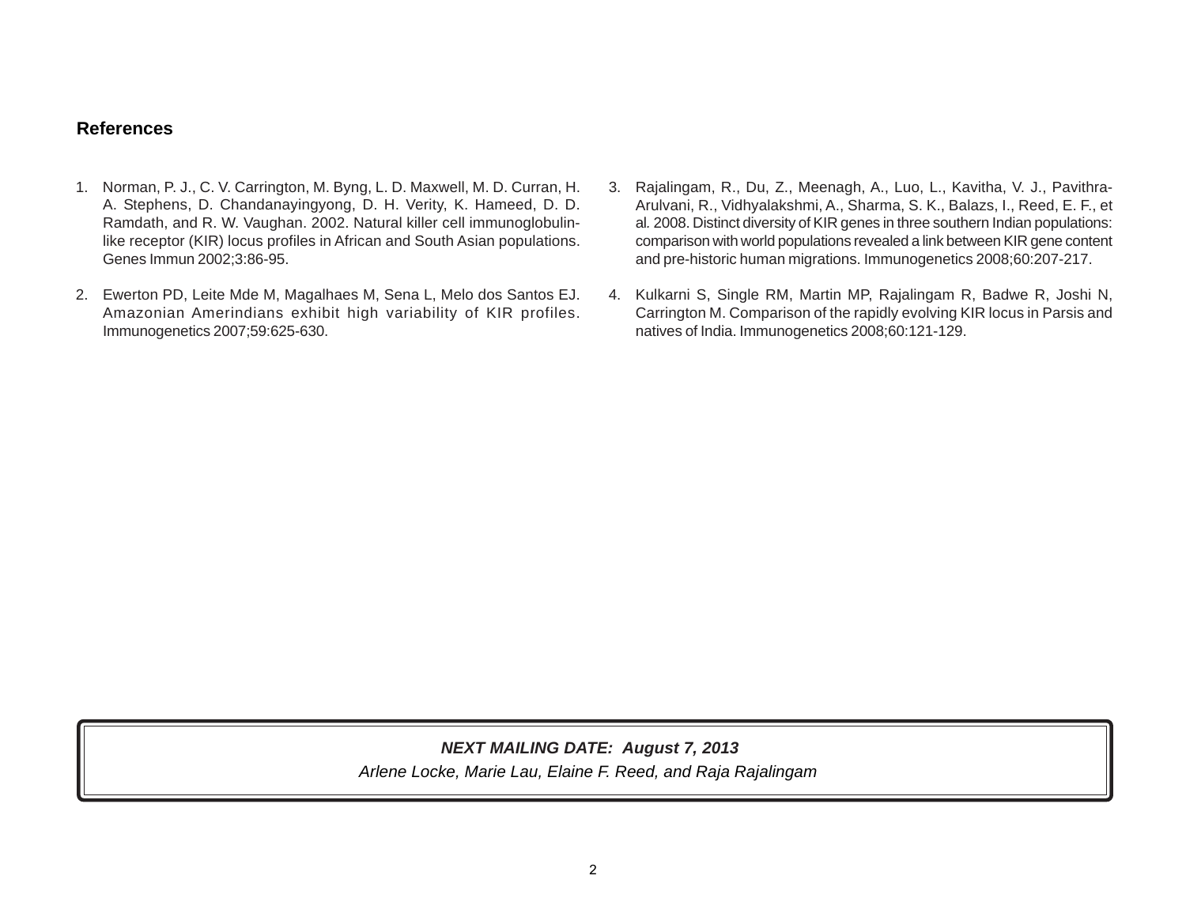## References

1. Norman, P. J., C. V. Carrington, M. Byng, L. D. Maxwell, M. D. Curran, H. A. Stephens, D. Chandanayingyong, D. H. Verity, K. Hameed, D. D. Ramdath, and R. W. Vaughan. 2002. Natural killer cell immunoglobulin-like receptor (KIR) locus profiles in African and South Asian populations. Genes Immun 2002;3:86-95.

2. Ewerton PD, Leite Mde M, Magalhaes M, Sena L, Melo dos Santos EJ. Amazonian Amerindians exhibit high variability of KIR profiles. Immunogenetics 2007;59:625-630.

3. Rajalingam, R., Du, Z., Meenagh, A., Luo, L., Kavitha, V. J., Pavithra-Arulvani, R., Vidhyalakshmi, A., Sharma, S. K., Balazs, I., Reed, E. F., et al*.* 2008. Distinct diversity of KIR genes in three southern Indian populations: comparison with world populations revealed a link between KIR gene content and pre-historic human migrations. Immunogenetics 2008;60:207-217.

4. Kulkarni S, Single RM, Martin MP, Rajalingam R, Badwe R, Joshi N, Carrington M. Comparison of the rapidly evolving KIR locus in Parsis and natives of India. Immunogenetics 2008;60:121-129.

***NEXT MAILING DATE: August 7, 2013***

*Arlene Locke, Marie Lau, Elaine F. Reed, and Raja Rajalingam*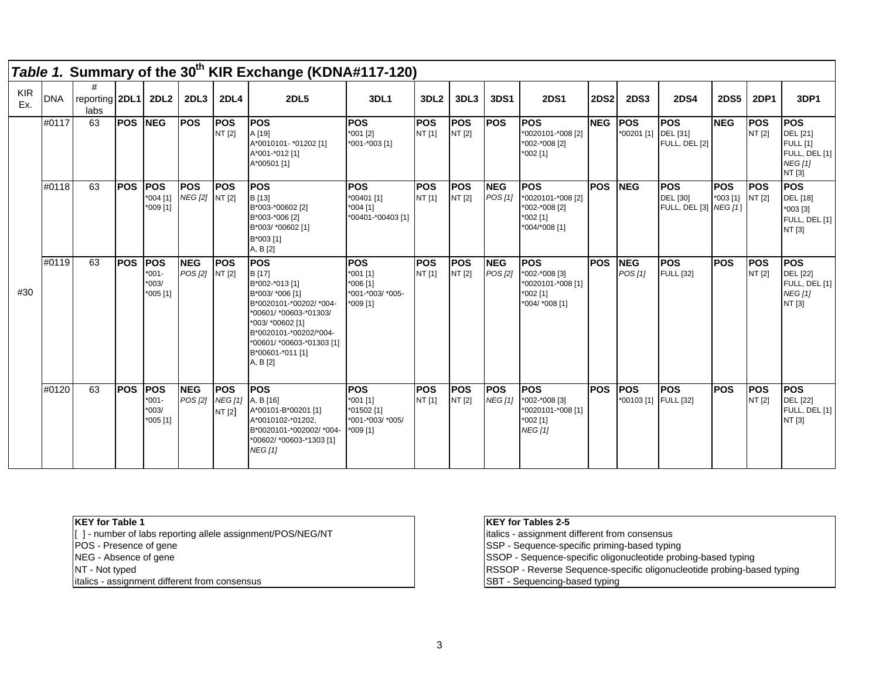## *Table 1.* Summary of the 30th KIR Exchange (KDNA#117-120)

| KIR Ex. | DNA | # reporting labs | 2DL1 | 2DL2 | 2DL3 | 2DL4 | 2DL5 | 3DL1 | 3DL2 | 3DL3 | 3DS1 | 2DS1 | 2DS2 | 2DS3 | 2DS4 | 2DS5 | 2DP1 | 3DP1 |
|---|---|---|---|---|---|---|---|---|---|---|---|---|---|---|---|---|---|---|
| #30 | #0117 | 63 | **POS** | **NEG** | **POS** | **POS** NT [2] | **POS** A [19] A*0010101- *01202 [1] A*001-*012 [1] A*00501 [1] | **POS** *001 [2] *001-*003 [1] | **POS** NT [1] | **POS** NT [2] | **POS** | **POS** *0020101-*008 [2] *002-*008 [2] *002 [1] | **NEG** | **POS** *00201 [1] | **POS** DEL [31] FULL, DEL [2] | **NEG** | **POS** NT [2] | **POS** DEL [21] FULL [1] FULL, DEL [1] *NEG [1]* NT [3] |
| | #0118 | 63 | **POS** | **POS** *004 [1] *009 [1] | **POS** *NEG [2]* | **POS** NT [2] | **POS** B [13] B*003-*00602 [2] B*003-*006 [2] B*003/ *00602 [1] B*003 [1] A, B [2] | **POS** *00401 [1] *004 [1] *00401-*00403 [1] | **POS** NT [1] | **POS** NT [2] | **NEG** *POS [1]* | **POS** *0020101-*008 [2] *002-*008 [2] *002 [1] *004/*008 [1] | **POS** | **NEG** | **POS** DEL [30] FULL, DEL [3] | **POS** *003 [1} *NEG [1 ]* | **POS** NT [2] | **POS** DEL [18] *003 [3] FULL, DEL [1] NT [3] |
| | #0119 | 63 | **POS** | **POS** *001- *003/ *005 [1] | **NEG** *POS [2]* | **POS** NT [2] | **POS** B [17] B*002-*013 [1] B*003/ *006 [1] B*0020101-*00202/ *004- *00601/ *00603-*01303/ *003/ *00602 [1] B*0020101-*00202/*004- *00601/ *00603-*01303 [1] B*00601-*011 [1] A, B [2] | **POS** *001 [1] *006 [1] *001-*003/ *005- *009 [1] | **POS** NT [1] | **POS** NT [2] | **NEG** *POS [2]* | **POS** *002-*008 [3] *0020101-*008 [1] *002 [1] *004/ *008 [1] | **POS** | **NEG** *POS [1]* | **POS** FULL [32] | **POS** | **POS** NT [2] | **POS** DEL [22] FULL, DEL [1] *NEG [1]* NT [3] |
| | #0120 | 63 | **POS** | **POS** *001- *003/ *005 [1] | **NEG** *POS [2]* | **POS** *NEG [1]* NT [2] | **POS** A, B [16] A*00101-B*00201 [1] A*0010102-*01202, B*0020101-*002002/ *004- *00602/ *00603-*1303 [1] *NEG [1]* | **POS** *001 [1] *01502 [1] *001-*003/ *005/ *009 [1] | **POS** NT [1] | **POS** NT [2] | **POS** *NEG [1]* | **POS** *002-*008 [3] *0020101-*008 [1] *002 [1] *NEG [1]* | **POS** | **POS** *00103 [1] | **POS** FULL [32] | **POS** | **POS** NT [2] | **POS** DEL [22] FULL, DEL [1] NT [3] |

| KEY for Table 1 |
|---|
| [ ] - number of labs reporting allele assignment/POS/NEG/NT |
| POS - Presence of gene |
| NEG - Absence of gene |
| NT - Not typed |
| italics - assignment different from consensus |

| KEY for Tables 2-5 |
|---|
| italics - assignment different from consensus |
| SSP - Sequence-specific priming-based typing |
| SSOP - Sequence-specific oligonucleotide probing-based typing |
| RSSOP - Reverse Sequence-specific oligonucleotide probing-based typing |
| SBT - Sequencing-based typing |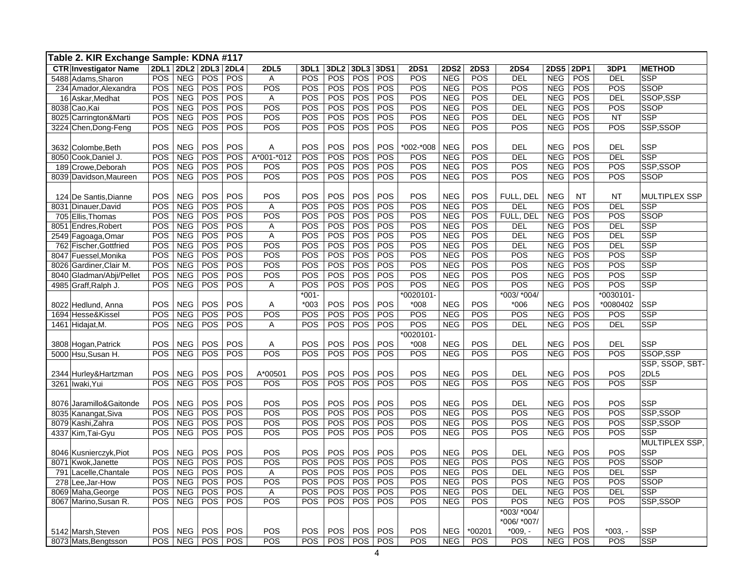**Table 2. KIR Exchange Sample: KDNA #117**

| CTR | Investigator Name | 2DL1 | 2DL2 | 2DL3 | 2DL4 | 2DL5 | 3DL1 | 3DL2 | 3DL3 | 3DS1 | 2DS1 | 2DS2 | 2DS3 | 2DS4 | 2DS5 | 2DP1 | 3DP1 | METHOD |
|---|---|---|---|---|---|---|---|---|---|---|---|---|---|---|---|---|---|---|
| 5488 | Adams,Sharon | POS | NEG | POS | POS | A | POS | POS | POS | POS | POS | NEG | POS | DEL | NEG | POS | DEL | SSP |
| 234 | Amador,Alexandra | POS | NEG | POS | POS | POS | POS | POS | POS | POS | POS | NEG | POS | POS | NEG | POS | POS | SSOP |
| 16 | Askar,Medhat | POS | NEG | POS | POS | A | POS | POS | POS | POS | POS | NEG | POS | DEL | NEG | POS | DEL | SSOP,SSP |
| 8038 | Cao,Kai | POS | NEG | POS | POS | POS | POS | POS | POS | POS | POS | NEG | POS | DEL | NEG | POS | POS | SSOP |
| 8025 | Carrington&Marti | POS | NEG | POS | POS | POS | POS | POS | POS | POS | POS | NEG | POS | DEL | NEG | POS | NT | SSP |
| 3224 | Chen,Dong-Feng | POS | NEG | POS | POS | POS | POS | POS | POS | POS | POS | NEG | POS | POS | NEG | POS | POS | SSP,SSOP |
| 3632 | Colombe,Beth | POS | NEG | POS | POS | A | POS | POS | POS | POS | *002-*008 | NEG | POS | DEL | NEG | POS | DEL | SSP |
| 8050 | Cook,Daniel J. | POS | NEG | POS | POS | A*001-*012 | POS | POS | POS | POS | POS | NEG | POS | DEL | NEG | POS | DEL | SSP |
| 189 | Crowe,Deborah | POS | NEG | POS | POS | POS | POS | POS | POS | POS | POS | NEG | POS | POS | NEG | POS | POS | SSP,SSOP |
| 8039 | Davidson,Maureen | POS | NEG | POS | POS | POS | POS | POS | POS | POS | POS | NEG | POS | POS | NEG | POS | POS | SSOP |
| 124 | De Santis,Dianne | POS | NEG | POS | POS | POS | POS | POS | POS | POS | POS | NEG | POS | FULL, DEL | NEG | NT | NT | MULTIPLEX SSP |
| 8031 | Dinauer,David | POS | NEG | POS | POS | A | POS | POS | POS | POS | POS | NEG | POS | DEL | NEG | POS | DEL | SSP |
| 705 | Ellis,Thomas | POS | NEG | POS | POS | POS | POS | POS | POS | POS | POS | NEG | POS | FULL, DEL | NEG | POS | POS | SSOP |
| 8051 | Endres,Robert | POS | NEG | POS | POS | A | POS | POS | POS | POS | POS | NEG | POS | DEL | NEG | POS | DEL | SSP |
| 2549 | Fagoaga,Omar | POS | NEG | POS | POS | A | POS | POS | POS | POS | POS | NEG | POS | DEL | NEG | POS | DEL | SSP |
| 762 | Fischer,Gottfried | POS | NEG | POS | POS | POS | POS | POS | POS | POS | POS | NEG | POS | DEL | NEG | POS | DEL | SSP |
| 8047 | Fuessel,Monika | POS | NEG | POS | POS | POS | POS | POS | POS | POS | POS | NEG | POS | POS | NEG | POS | POS | SSP |
| 8026 | Gardiner,Clair M. | POS | NEG | POS | POS | POS | POS | POS | POS | POS | POS | NEG | POS | POS | NEG | POS | POS | SSP |
| 8040 | Gladman/Abji/Pellet | POS | NEG | POS | POS | POS | POS | POS | POS | POS | POS | NEG | POS | POS | NEG | POS | POS | SSP |
| 4985 | Graff,Ralph J. | POS | NEG | POS | POS | A | POS | POS | POS | POS | POS | NEG | POS | POS | NEG | POS | POS | SSP |
| 8022 | Hedlund, Anna | POS | NEG | POS | POS | A | *001-*003 | POS | POS | POS | *0020101-*008 | NEG | POS | *003/ *004/ *006 | NEG | POS | *0030101-*0080402 | SSP |
| 1694 | Hesse&Kissel | POS | NEG | POS | POS | POS | POS | POS | POS | POS | POS | NEG | POS | POS | NEG | POS | POS | SSP |
| 1461 | Hidajat,M. | POS | NEG | POS | POS | A | POS | POS | POS | POS | POS | NEG | POS | DEL | NEG | POS | DEL | SSP |
| 3808 | Hogan,Patrick | POS | NEG | POS | POS | A | POS | POS | POS | POS | *0020101-*008 | NEG | POS | DEL | NEG | POS | DEL | SSP |
| 5000 | Hsu,Susan H. | POS | NEG | POS | POS | POS | POS | POS | POS | POS | POS | NEG | POS | POS | NEG | POS | POS | SSOP,SSP |
| 2344 | Hurley&Hartzman | POS | NEG | POS | POS | A*00501 | POS | POS | POS | POS | POS | NEG | POS | DEL | NEG | POS | POS | SSP, SSOP, SBT-2DL5 |
| 3261 | Iwaki,Yui | POS | NEG | POS | POS | POS | POS | POS | POS | POS | POS | NEG | POS | POS | NEG | POS | POS | SSP |
| 8076 | Jaramillo&Gaitonde | POS | NEG | POS | POS | POS | POS | POS | POS | POS | POS | NEG | POS | DEL | NEG | POS | POS | SSP |
| 8035 | Kanangat,Siva | POS | NEG | POS | POS | POS | POS | POS | POS | POS | POS | NEG | POS | POS | NEG | POS | POS | SSP,SSOP |
| 8079 | Kashi,Zahra | POS | NEG | POS | POS | POS | POS | POS | POS | POS | POS | NEG | POS | POS | NEG | POS | POS | SSP,SSOP |
| 4337 | Kim,Tai-Gyu | POS | NEG | POS | POS | POS | POS | POS | POS | POS | POS | NEG | POS | POS | NEG | POS | POS | SSP |
| 8046 | Kusnierczyk,Piot | POS | NEG | POS | POS | POS | POS | POS | POS | POS | POS | NEG | POS | DEL | NEG | POS | POS | MULTIPLEX SSP, SSP |
| 8071 | Kwok,Janette | POS | NEG | POS | POS | POS | POS | POS | POS | POS | POS | NEG | POS | POS | NEG | POS | POS | SSOP |
| 791 | Lacelle,Chantale | POS | NEG | POS | POS | A | POS | POS | POS | POS | POS | NEG | POS | DEL | NEG | POS | DEL | SSP |
| 278 | Lee,Jar-How | POS | NEG | POS | POS | POS | POS | POS | POS | POS | POS | NEG | POS | POS | NEG | POS | POS | SSOP |
| 8069 | Maha,George | POS | NEG | POS | POS | A | POS | POS | POS | POS | POS | NEG | POS | DEL | NEG | POS | DEL | SSP |
| 8067 | Marino,Susan R. | POS | NEG | POS | POS | POS | POS | POS | POS | POS | POS | NEG | POS | POS | NEG | POS | POS | SSP,SSOP |
| 5142 | Marsh,Steven | POS | NEG | POS | POS | POS | POS | POS | POS | POS | POS | NEG | *00201 | *003/ *004/ *006/ *007/ *009, - | NEG | POS | *003, - | SSP |
| 8073 | Mats,Bengtsson | POS | NEG | POS | POS | POS | POS | POS | POS | POS | POS | NEG | POS | POS | NEG | POS | POS | SSP |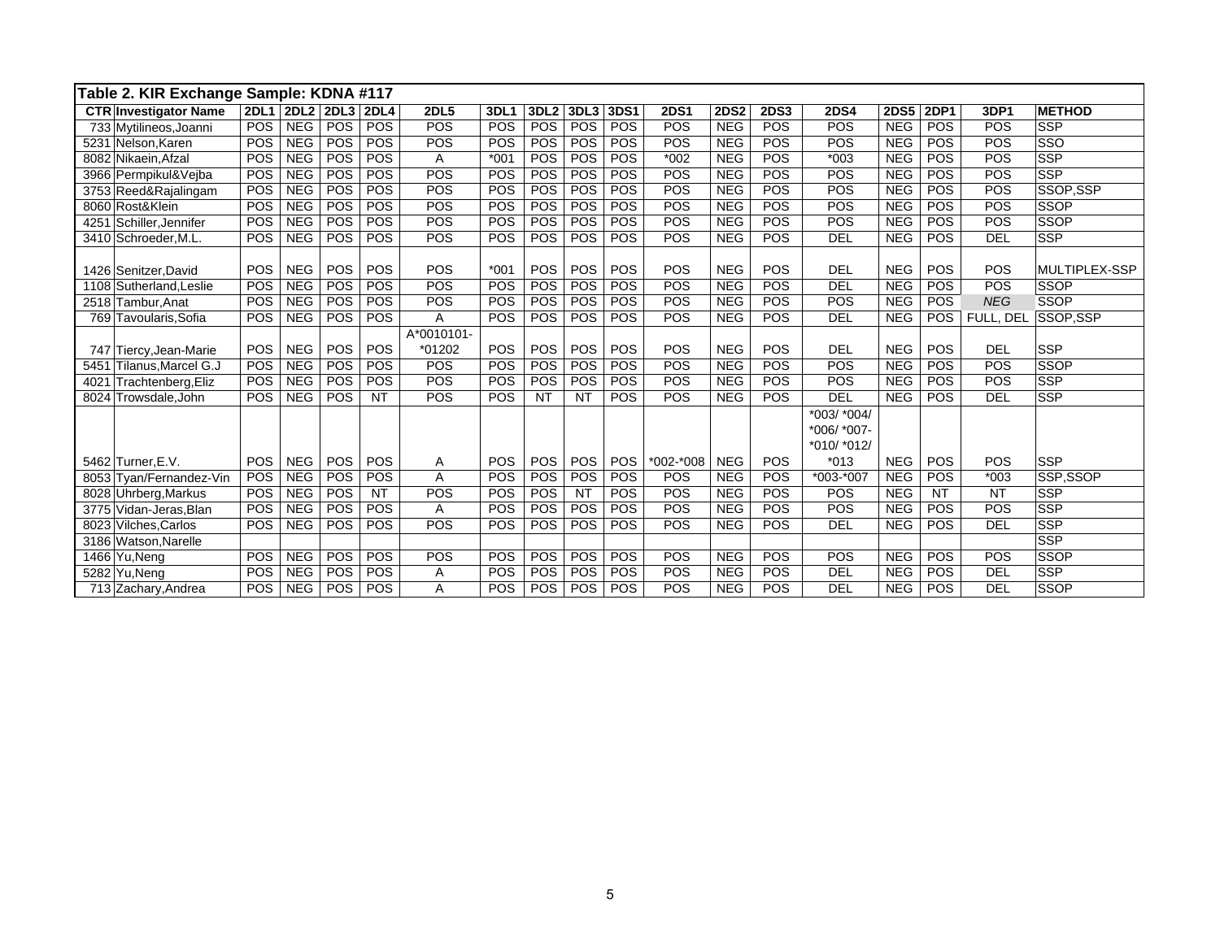## Table 2. KIR Exchange Sample: KDNA #117

| CTR | Investigator Name | 2DL1 | 2DL2 | 2DL3 | 2DL4 | 2DL5 | 3DL1 | 3DL2 | 3DL3 | 3DS1 | 2DS1 | 2DS2 | 2DS3 | 2DS4 | 2DS5 | 2DP1 | 3DP1 | METHOD |
|---|---|---|---|---|---|---|---|---|---|---|---|---|---|---|---|---|---|---|
| 733 | Mytilineos,Joanni | POS | NEG | POS | POS | POS | POS | POS | POS | POS | POS | NEG | POS | POS | NEG | POS | POS | SSP |
| 5231 | Nelson,Karen | POS | NEG | POS | POS | POS | POS | POS | POS | POS | POS | NEG | POS | POS | NEG | POS | POS | SSO |
| 8082 | Nikaein,Afzal | POS | NEG | POS | POS | A | *001 | POS | POS | POS | *002 | NEG | POS | *003 | NEG | POS | POS | SSP |
| 3966 | Permpikul&Vejba | POS | NEG | POS | POS | POS | POS | POS | POS | POS | POS | NEG | POS | POS | NEG | POS | POS | SSP |
| 3753 | Reed&Rajalingam | POS | NEG | POS | POS | POS | POS | POS | POS | POS | POS | NEG | POS | POS | NEG | POS | POS | SSOP,SSP |
| 8060 | Rost&Klein | POS | NEG | POS | POS | POS | POS | POS | POS | POS | POS | NEG | POS | POS | NEG | POS | POS | SSOP |
| 4251 | Schiller,Jennifer | POS | NEG | POS | POS | POS | POS | POS | POS | POS | POS | NEG | POS | POS | NEG | POS | POS | SSOP |
| 3410 | Schroeder,M.L. | POS | NEG | POS | POS | POS | POS | POS | POS | POS | POS | NEG | POS | DEL | NEG | POS | DEL | SSP |
| 1426 | Senitzer,David | POS | NEG | POS | POS | POS | *001 | POS | POS | POS | POS | NEG | POS | DEL | NEG | POS | POS | MULTIPLEX-SSP |
| 1108 | Sutherland,Leslie | POS | NEG | POS | POS | POS | POS | POS | POS | POS | POS | NEG | POS | DEL | NEG | POS | POS | SSOP |
| 2518 | Tambur,Anat | POS | NEG | POS | POS | POS | POS | POS | POS | POS | POS | NEG | POS | POS | NEG | POS | *NEG* | SSOP |
| 769 | Tavoularis,Sofia | POS | NEG | POS | POS | A | POS | POS | POS | POS | POS | NEG | POS | DEL | NEG | POS | FULL, DEL | SSOP,SSP |
| 747 | Tiercy,Jean-Marie | POS | NEG | POS | POS | A*0010101-*01202 | POS | POS | POS | POS | POS | NEG | POS | DEL | NEG | POS | DEL | SSP |
| 5451 | Tilanus,Marcel G.J | POS | NEG | POS | POS | POS | POS | POS | POS | POS | POS | NEG | POS | POS | NEG | POS | POS | SSOP |
| 4021 | Trachtenberg,Eliz | POS | NEG | POS | POS | POS | POS | POS | POS | POS | POS | NEG | POS | POS | NEG | POS | POS | SSP |
| 8024 | Trowsdale,John | POS | NEG | POS | NT | POS | POS | NT | NT | POS | POS | NEG | POS | DEL | NEG | POS | DEL | SSP |
| 5462 | Turner,E.V. | POS | NEG | POS | POS | A | POS | POS | POS | POS | *002-*008 | NEG | POS | *003/ *004/ *006/ *007- *010/ *012/ *013 | NEG | POS | POS | SSP |
| 8053 | Tyan/Fernandez-Vin | POS | NEG | POS | POS | A | POS | POS | POS | POS | POS | NEG | POS | *003-*007 | NEG | POS | *003 | SSP,SSOP |
| 8028 | Uhrberg,Markus | POS | NEG | POS | NT | POS | POS | POS | NT | POS | POS | NEG | POS | POS | NEG | NT | NT | SSP |
| 3775 | Vidan-Jeras,Blan | POS | NEG | POS | POS | A | POS | POS | POS | POS | POS | NEG | POS | POS | NEG | POS | POS | SSP |
| 8023 | Vilches,Carlos | POS | NEG | POS | POS | POS | POS | POS | POS | POS | POS | NEG | POS | DEL | NEG | POS | DEL | SSP |
| 3186 | Watson,Narelle | | | | | | | | | | | | | | | | | SSP |
| 1466 | Yu,Neng | POS | NEG | POS | POS | POS | POS | POS | POS | POS | POS | NEG | POS | POS | NEG | POS | POS | SSOP |
| 5282 | Yu,Neng | POS | NEG | POS | POS | A | POS | POS | POS | POS | POS | NEG | POS | DEL | NEG | POS | DEL | SSP |
| 713 | Zachary,Andrea | POS | NEG | POS | POS | A | POS | POS | POS | POS | POS | NEG | POS | DEL | NEG | POS | DEL | SSOP |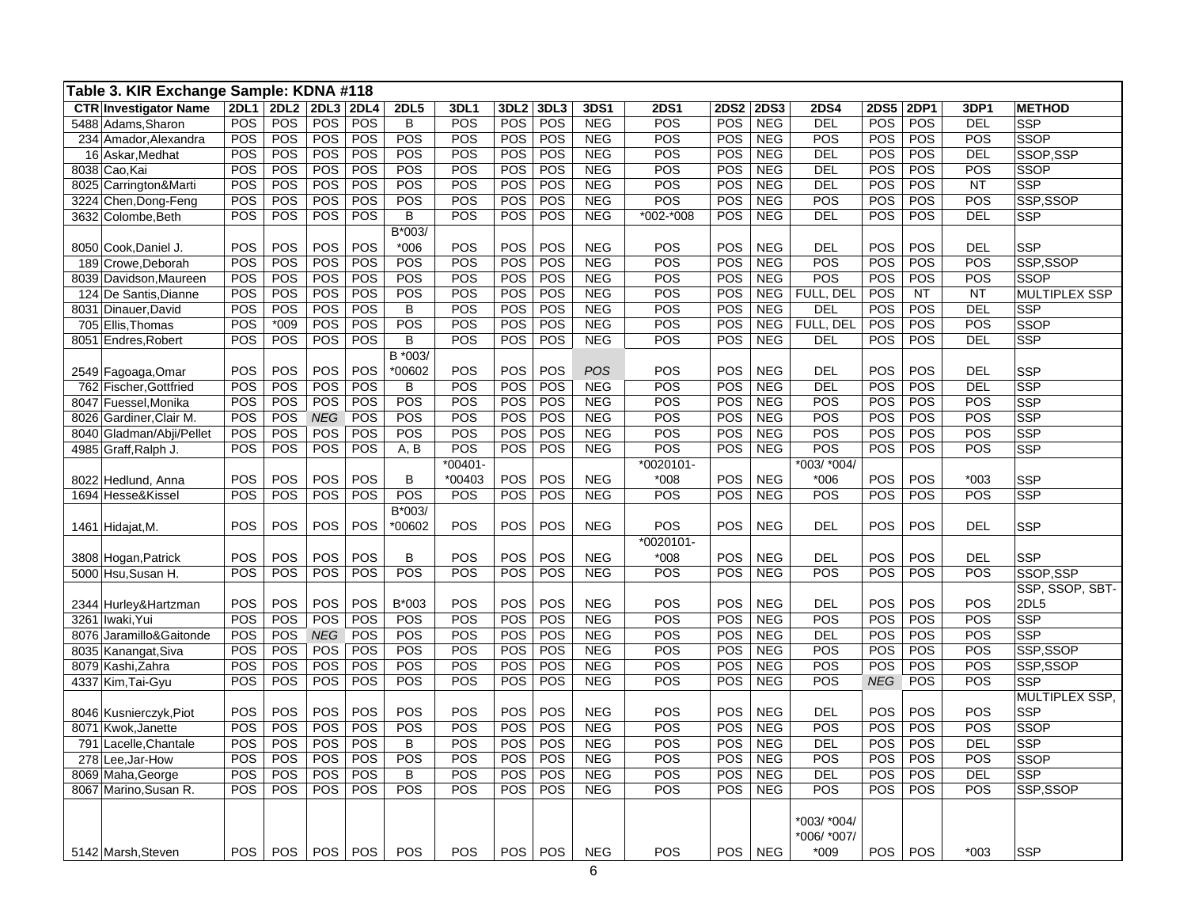| Table 3. KIR Exchange Sample: KDNA #118 | | | | | | | | | | | | | | | | | | |
|---|---|---|---|---|---|---|---|---|---|---|---|---|---|---|---|---|---|---|
| CTR | Investigator Name | 2DL1 | 2DL2 | 2DL3 | 2DL4 | 2DL5 | 3DL1 | 3DL2 | 3DL3 | 3DS1 | 2DS1 | 2DS2 | 2DS3 | 2DS4 | 2DS5 | 2DP1 | 3DP1 | METHOD |
| 5488 | Adams,Sharon | POS | POS | POS | POS | B | POS | POS | POS | NEG | POS | POS | NEG | DEL | POS | POS | DEL | SSP |
| 234 | Amador,Alexandra | POS | POS | POS | POS | POS | POS | POS | POS | NEG | POS | POS | NEG | POS | POS | POS | POS | SSOP |
| 16 | Askar,Medhat | POS | POS | POS | POS | POS | POS | POS | POS | NEG | POS | POS | NEG | DEL | POS | POS | DEL | SSOP,SSP |
| 8038 | Cao,Kai | POS | POS | POS | POS | POS | POS | POS | POS | NEG | POS | POS | NEG | DEL | POS | POS | POS | SSOP |
| 8025 | Carrington&Marti | POS | POS | POS | POS | POS | POS | POS | POS | NEG | POS | POS | NEG | DEL | POS | POS | NT | SSP |
| 3224 | Chen,Dong-Feng | POS | POS | POS | POS | POS | POS | POS | POS | NEG | POS | POS | NEG | POS | POS | POS | POS | SSP,SSOP |
| 3632 | Colombe,Beth | POS | POS | POS | POS | B | POS | POS | POS | NEG | *002-*008 | POS | NEG | DEL | POS | POS | DEL | SSP |
| 8050 | Cook,Daniel J. | POS | POS | POS | POS | B*003/ *006 | POS | POS | POS | NEG | POS | POS | NEG | DEL | POS | POS | DEL | SSP |
| 189 | Crowe,Deborah | POS | POS | POS | POS | POS | POS | POS | POS | NEG | POS | POS | NEG | POS | POS | POS | POS | SSP,SSOP |
| 8039 | Davidson,Maureen | POS | POS | POS | POS | POS | POS | POS | POS | NEG | POS | POS | NEG | POS | POS | POS | POS | SSOP |
| 124 | De Santis,Dianne | POS | POS | POS | POS | POS | POS | POS | POS | NEG | POS | POS | NEG | FULL, DEL | POS | NT | NT | MULTIPLEX SSP |
| 8031 | Dinauer,David | POS | POS | POS | POS | B | POS | POS | POS | NEG | POS | POS | NEG | DEL | POS | POS | DEL | SSP |
| 705 | Ellis,Thomas | POS | *009 | POS | POS | POS | POS | POS | POS | NEG | POS | POS | NEG | FULL, DEL | POS | POS | POS | SSOP |
| 8051 | Endres,Robert | POS | POS | POS | POS | B | POS | POS | POS | NEG | POS | POS | NEG | DEL | POS | POS | DEL | SSP |
| 2549 | Fagoaga,Omar | POS | POS | POS | POS | B *003/ *00602 | POS | POS | POS | *POS* | POS | POS | NEG | DEL | POS | POS | DEL | SSP |
| 762 | Fischer,Gottfried | POS | POS | POS | POS | B | POS | POS | POS | NEG | POS | POS | NEG | DEL | POS | POS | DEL | SSP |
| 8047 | Fuessel,Monika | POS | POS | POS | POS | POS | POS | POS | POS | NEG | POS | POS | NEG | POS | POS | POS | POS | SSP |
| 8026 | Gardiner,Clair M. | POS | POS | *NEG* | POS | POS | POS | POS | POS | NEG | POS | POS | NEG | POS | POS | POS | POS | SSP |
| 8040 | Gladman/Abji/Pellet | POS | POS | POS | POS | POS | POS | POS | POS | NEG | POS | POS | NEG | POS | POS | POS | POS | SSP |
| 4985 | Graff,Ralph J. | POS | POS | POS | POS | A, B | POS | POS | POS | NEG | POS | POS | NEG | POS | POS | POS | POS | SSP |
| 8022 | Hedlund, Anna | POS | POS | POS | POS | B | *00401- *00403 | POS | POS | NEG | *0020101- *008 | POS | NEG | *003/ *004/ *006 | POS | POS | *003 | SSP |
| 1694 | Hesse&Kissel | POS | POS | POS | POS | POS | POS | POS | POS | NEG | POS | POS | NEG | POS | POS | POS | POS | SSP |
| 1461 | Hidajat,M. | POS | POS | POS | POS | B*003/ *00602 | POS | POS | POS | NEG | POS | POS | NEG | DEL | POS | POS | DEL | SSP |
| 3808 | Hogan,Patrick | POS | POS | POS | POS | B | POS | POS | POS | NEG | *0020101- *008 | POS | NEG | DEL | POS | POS | DEL | SSP |
| 5000 | Hsu,Susan H. | POS | POS | POS | POS | POS | POS | POS | POS | NEG | POS | POS | NEG | POS | POS | POS | POS | SSOP,SSP |
| 2344 | Hurley&Hartzman | POS | POS | POS | POS | B*003 | POS | POS | POS | NEG | POS | POS | NEG | DEL | POS | POS | POS | SSP, SSOP, SBT-2DL5 |
| 3261 | Iwaki,Yui | POS | POS | POS | POS | POS | POS | POS | POS | NEG | POS | POS | NEG | POS | POS | POS | POS | SSP |
| 8076 | Jaramillo&Gaitonde | POS | POS | *NEG* | POS | POS | POS | POS | POS | NEG | POS | POS | NEG | DEL | POS | POS | POS | SSP |
| 8035 | Kanangat,Siva | POS | POS | POS | POS | POS | POS | POS | POS | NEG | POS | POS | NEG | POS | POS | POS | POS | SSP,SSOP |
| 8079 | Kashi,Zahra | POS | POS | POS | POS | POS | POS | POS | POS | NEG | POS | POS | NEG | POS | POS | POS | POS | SSP,SSOP |
| 4337 | Kim,Tai-Gyu | POS | POS | POS | POS | POS | POS | POS | POS | NEG | POS | POS | NEG | POS | *NEG* | POS | POS | SSP |
| 8046 | Kusnierczyk,Piot | POS | POS | POS | POS | POS | POS | POS | POS | NEG | POS | POS | NEG | DEL | POS | POS | POS | MULTIPLEX SSP, SSP |
| 8071 | Kwok,Janette | POS | POS | POS | POS | POS | POS | POS | POS | NEG | POS | POS | NEG | POS | POS | POS | POS | SSOP |
| 791 | Lacelle,Chantale | POS | POS | POS | POS | B | POS | POS | POS | NEG | POS | POS | NEG | DEL | POS | POS | DEL | SSP |
| 278 | Lee,Jar-How | POS | POS | POS | POS | POS | POS | POS | POS | NEG | POS | POS | NEG | POS | POS | POS | POS | SSOP |
| 8069 | Maha,George | POS | POS | POS | POS | B | POS | POS | POS | NEG | POS | POS | NEG | DEL | POS | POS | DEL | SSP |
| 8067 | Marino,Susan R. | POS | POS | POS | POS | POS | POS | POS | POS | NEG | POS | POS | NEG | POS | POS | POS | POS | SSP,SSOP |
| 5142 | Marsh,Steven | POS | POS | POS | POS | POS | POS | POS | POS | NEG | POS | POS | NEG | *003/ *004/ *006/ *007/ *009 | POS | POS | *003 | SSP |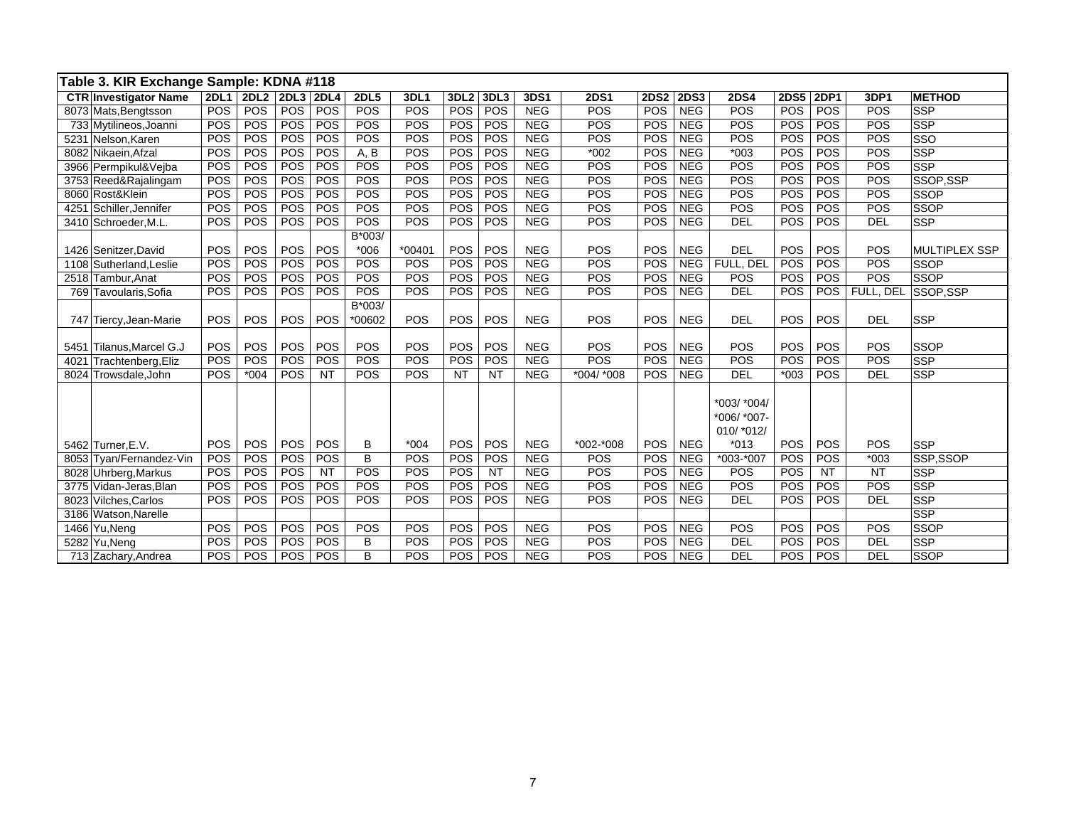**Table 3. KIR Exchange Sample: KDNA #118**

| CTR | Investigator Name | 2DL1 | 2DL2 | 2DL3 | 2DL4 | 2DL5 | 3DL1 | 3DL2 | 3DL3 | 3DS1 | 2DS1 | 2DS2 | 2DS3 | 2DS4 | 2DS5 | 2DP1 | 3DP1 | METHOD |
|---|---|---|---|---|---|---|---|---|---|---|---|---|---|---|---|---|---|---|
| 8073 | Mats,Bengtsson | POS | POS | POS | POS | POS | POS | POS | POS | NEG | POS | POS | NEG | POS | POS | POS | POS | SSP |
| 733 | Mytilineos,Joanni | POS | POS | POS | POS | POS | POS | POS | POS | NEG | POS | POS | NEG | POS | POS | POS | POS | SSP |
| 5231 | Nelson,Karen | POS | POS | POS | POS | POS | POS | POS | POS | NEG | POS | POS | NEG | POS | POS | POS | POS | SSO |
| 8082 | Nikaein,Afzal | POS | POS | POS | POS | A, B | POS | POS | POS | NEG | *002 | POS | NEG | *003 | POS | POS | POS | SSP |
| 3966 | Permpikul&Vejba | POS | POS | POS | POS | POS | POS | POS | POS | NEG | POS | POS | NEG | POS | POS | POS | POS | SSP |
| 3753 | Reed&Rajalingam | POS | POS | POS | POS | POS | POS | POS | POS | NEG | POS | POS | NEG | POS | POS | POS | POS | SSOP,SSP |
| 8060 | Rost&Klein | POS | POS | POS | POS | POS | POS | POS | POS | NEG | POS | POS | NEG | POS | POS | POS | POS | SSOP |
| 4251 | Schiller,Jennifer | POS | POS | POS | POS | POS | POS | POS | POS | NEG | POS | POS | NEG | POS | POS | POS | POS | SSOP |
| 3410 | Schroeder,M.L. | POS | POS | POS | POS | POS | POS | POS | POS | NEG | POS | POS | NEG | DEL | POS | POS | DEL | SSP |
| 1426 | Senitzer,David | POS | POS | POS | POS | B*003/ *006 | *00401 | POS | POS | NEG | POS | POS | NEG | DEL | POS | POS | POS | MULTIPLEX SSP |
| 1108 | Sutherland,Leslie | POS | POS | POS | POS | POS | POS | POS | POS | NEG | POS | POS | NEG | FULL, DEL | POS | POS | POS | SSOP |
| 2518 | Tambur,Anat | POS | POS | POS | POS | POS | POS | POS | POS | NEG | POS | POS | NEG | POS | POS | POS | POS | SSOP |
| 769 | Tavoularis,Sofia | POS | POS | POS | POS | POS | POS | POS | POS | NEG | POS | POS | NEG | DEL | POS | POS | FULL, DEL | SSOP,SSP |
| 747 | Tiercy,Jean-Marie | POS | POS | POS | POS | B*003/ *00602 | POS | POS | POS | NEG | POS | POS | NEG | DEL | POS | POS | DEL | SSP |
| 5451 | Tilanus,Marcel G.J | POS | POS | POS | POS | POS | POS | POS | POS | NEG | POS | POS | NEG | POS | POS | POS | POS | SSOP |
| 4021 | Trachtenberg,Eliz | POS | POS | POS | POS | POS | POS | POS | POS | NEG | POS | POS | NEG | POS | POS | POS | POS | SSP |
| 8024 | Trowsdale,John | POS | *004 | POS | NT | POS | POS | NT | NT | NEG | *004/ *008 | POS | NEG | DEL | *003 | POS | DEL | SSP |
| 5462 | Turner,E.V. | POS | POS | POS | POS | B | *004 | POS | POS | NEG | *002-*008 | POS | NEG | *003/ *004/ *006/ *007- 010/ *012/ *013 | POS | POS | POS | SSP |
| 8053 | Tyan/Fernandez-Vin | POS | POS | POS | POS | B | POS | POS | POS | NEG | POS | POS | NEG | *003-*007 | POS | POS | *003 | SSP,SSOP |
| 8028 | Uhrberg,Markus | POS | POS | POS | NT | POS | POS | POS | NT | NEG | POS | POS | NEG | POS | POS | NT | NT | SSP |
| 3775 | Vidan-Jeras,Blan | POS | POS | POS | POS | POS | POS | POS | POS | NEG | POS | POS | NEG | POS | POS | POS | POS | SSP |
| 8023 | Vilches,Carlos | POS | POS | POS | POS | POS | POS | POS | POS | NEG | POS | POS | NEG | DEL | POS | POS | DEL | SSP |
| 3186 | Watson,Narelle | | | | | | | | | | | | | | | | | SSP |
| 1466 | Yu,Neng | POS | POS | POS | POS | POS | POS | POS | POS | NEG | POS | POS | NEG | POS | POS | POS | POS | SSOP |
| 5282 | Yu,Neng | POS | POS | POS | POS | B | POS | POS | POS | NEG | POS | POS | NEG | DEL | POS | POS | DEL | SSP |
| 713 | Zachary,Andrea | POS | POS | POS | POS | B | POS | POS | POS | NEG | POS | POS | NEG | DEL | POS | POS | DEL | SSOP |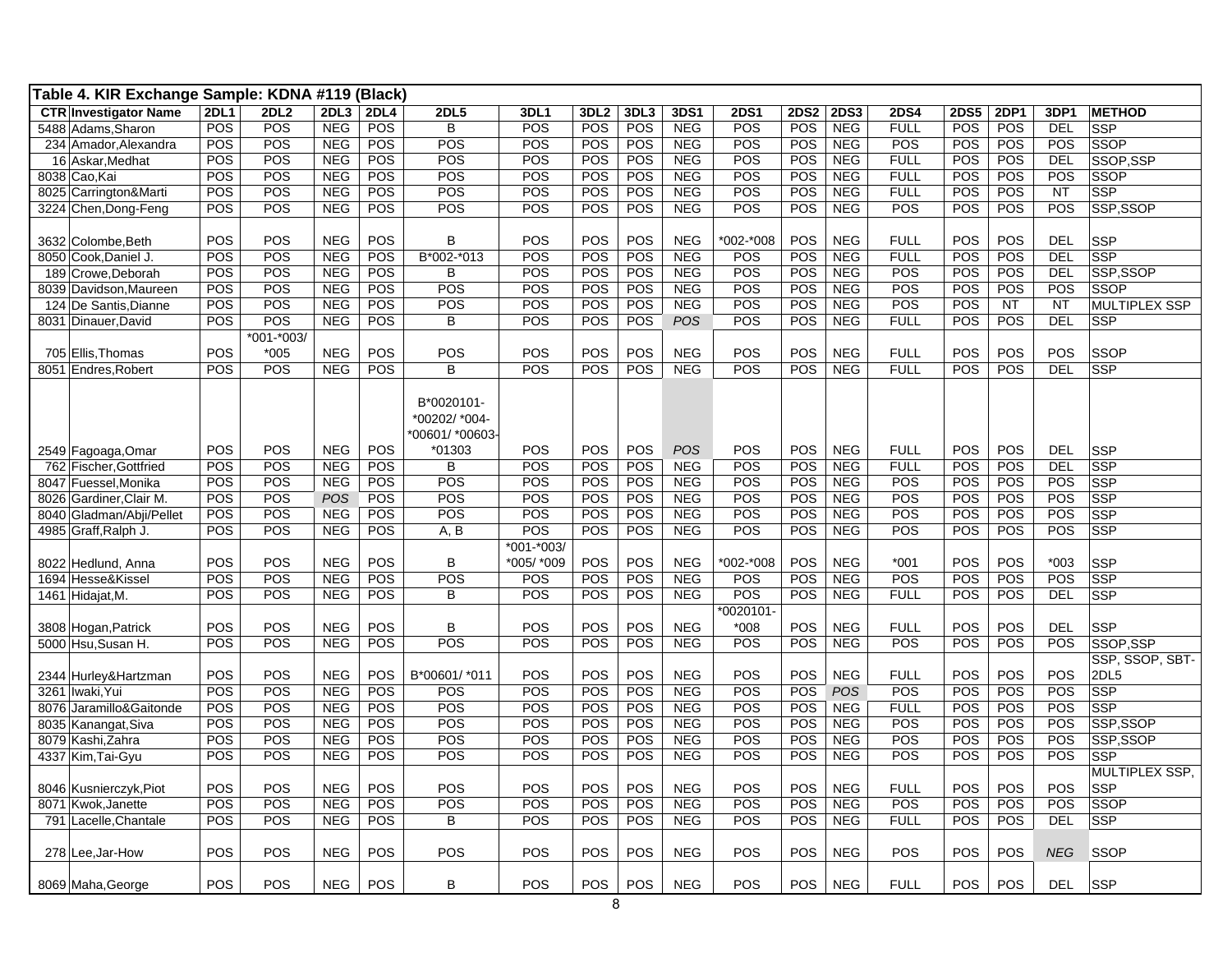## Table 4. KIR Exchange Sample: KDNA #119 (Black)

| CTR | Investigator Name | 2DL1 | 2DL2 | 2DL3 | 2DL4 | 2DL5 | 3DL1 | 3DL2 | 3DL3 | 3DS1 | 2DS1 | 2DS2 | 2DS3 | 2DS4 | 2DS5 | 2DP1 | 3DP1 | METHOD |
|---|---|---|---|---|---|---|---|---|---|---|---|---|---|---|---|---|---|---|
| 5488 | Adams,Sharon | POS | POS | NEG | POS | B | POS | POS | POS | NEG | POS | POS | NEG | FULL | POS | POS | DEL | SSP |
| 234 | Amador,Alexandra | POS | POS | NEG | POS | POS | POS | POS | POS | NEG | POS | POS | NEG | POS | POS | POS | POS | SSOP |
| 16 | Askar,Medhat | POS | POS | NEG | POS | POS | POS | POS | POS | NEG | POS | POS | NEG | FULL | POS | POS | DEL | SSOP,SSP |
| 8038 | Cao,Kai | POS | POS | NEG | POS | POS | POS | POS | POS | NEG | POS | POS | NEG | FULL | POS | POS | POS | SSOP |
| 8025 | Carrington&Marti | POS | POS | NEG | POS | POS | POS | POS | POS | NEG | POS | POS | NEG | FULL | POS | POS | NT | SSP |
| 3224 | Chen,Dong-Feng | POS | POS | NEG | POS | POS | POS | POS | POS | NEG | POS | POS | NEG | POS | POS | POS | POS | SSP,SSOP |
| 3632 | Colombe,Beth | POS | POS | NEG | POS | B | POS | POS | POS | NEG | *002-*008 | POS | NEG | FULL | POS | POS | DEL | SSP |
| 8050 | Cook,Daniel J. | POS | POS | NEG | POS | B*002-*013 | POS | POS | POS | NEG | POS | POS | NEG | FULL | POS | POS | DEL | SSP |
| 189 | Crowe,Deborah | POS | POS | NEG | POS | B | POS | POS | POS | NEG | POS | POS | NEG | POS | POS | POS | DEL | SSP,SSOP |
| 8039 | Davidson,Maureen | POS | POS | NEG | POS | POS | POS | POS | POS | NEG | POS | POS | NEG | POS | POS | POS | POS | SSOP |
| 124 | De Santis,Dianne | POS | POS | NEG | POS | POS | POS | POS | POS | NEG | POS | POS | NEG | POS | POS | NT | NT | MULTIPLEX SSP |
| 8031 | Dinauer,David | POS | POS | NEG | POS | B | POS | POS | POS | *POS* | POS | POS | NEG | FULL | POS | POS | DEL | SSP |
| 705 | Ellis,Thomas | POS | *001-*003/ *005 | NEG | POS | POS | POS | POS | POS | NEG | POS | POS | NEG | FULL | POS | POS | POS | SSOP |
| 8051 | Endres,Robert | POS | POS | NEG | POS | B | POS | POS | POS | NEG | POS | POS | NEG | FULL | POS | POS | DEL | SSP |
| 2549 | Fagoaga,Omar | POS | POS | NEG | POS | B*0020101- *00202/ *004- *00601/ *00603- *01303 | POS | POS | POS | *POS* | POS | POS | NEG | FULL | POS | POS | DEL | SSP |
| 762 | Fischer,Gottfried | POS | POS | NEG | POS | B | POS | POS | POS | NEG | POS | POS | NEG | FULL | POS | POS | DEL | SSP |
| 8047 | Fuessel,Monika | POS | POS | NEG | POS | POS | POS | POS | POS | NEG | POS | POS | NEG | POS | POS | POS | POS | SSP |
| 8026 | Gardiner,Clair M. | POS | POS | *POS* | POS | POS | POS | POS | POS | NEG | POS | POS | NEG | POS | POS | POS | POS | SSP |
| 8040 | Gladman/Abji/Pellet | POS | POS | NEG | POS | POS | POS | POS | POS | NEG | POS | POS | NEG | POS | POS | POS | POS | SSP |
| 4985 | Graff,Ralph J. | POS | POS | NEG | POS | A, B | POS | POS | POS | NEG | POS | POS | NEG | POS | POS | POS | POS | SSP |
| 8022 | Hedlund, Anna | POS | POS | NEG | POS | B | *001-*003/ *005/ *009 | POS | POS | NEG | *002-*008 | POS | NEG | *001 | POS | POS | *003 | SSP |
| 1694 | Hesse&Kissel | POS | POS | NEG | POS | POS | POS | POS | POS | NEG | POS | POS | NEG | POS | POS | POS | POS | SSP |
| 1461 | Hidajat,M. | POS | POS | NEG | POS | B | POS | POS | POS | NEG | POS | POS | NEG | FULL | POS | POS | DEL | SSP |
| 3808 | Hogan,Patrick | POS | POS | NEG | POS | B | POS | POS | POS | NEG | *0020101- *008 | POS | NEG | FULL | POS | POS | DEL | SSP |
| 5000 | Hsu,Susan H. | POS | POS | NEG | POS | POS | POS | POS | POS | NEG | POS | POS | NEG | POS | POS | POS | POS | SSOP,SSP |
| 2344 | Hurley&Hartzman | POS | POS | NEG | POS | B*00601/ *011 | POS | POS | POS | NEG | POS | POS | NEG | FULL | POS | POS | POS | SSP, SSOP, SBT-2DL5 |
| 3261 | Iwaki,Yui | POS | POS | NEG | POS | POS | POS | POS | POS | NEG | POS | POS | *POS* | POS | POS | POS | POS | SSP |
| 8076 | Jaramillo&Gaitonde | POS | POS | NEG | POS | POS | POS | POS | POS | NEG | POS | POS | NEG | FULL | POS | POS | POS | SSP |
| 8035 | Kanangat,Siva | POS | POS | NEG | POS | POS | POS | POS | POS | NEG | POS | POS | NEG | POS | POS | POS | POS | SSP,SSOP |
| 8079 | Kashi,Zahra | POS | POS | NEG | POS | POS | POS | POS | POS | NEG | POS | POS | NEG | POS | POS | POS | POS | SSP,SSOP |
| 4337 | Kim,Tai-Gyu | POS | POS | NEG | POS | POS | POS | POS | POS | NEG | POS | POS | NEG | POS | POS | POS | POS | SSP |
| 8046 | Kusnierczyk,Piot | POS | POS | NEG | POS | POS | POS | POS | POS | NEG | POS | POS | NEG | FULL | POS | POS | POS | MULTIPLEX SSP, SSP |
| 8071 | Kwok,Janette | POS | POS | NEG | POS | POS | POS | POS | POS | NEG | POS | POS | NEG | POS | POS | POS | POS | SSOP |
| 791 | Lacelle,Chantale | POS | POS | NEG | POS | B | POS | POS | POS | NEG | POS | POS | NEG | FULL | POS | POS | DEL | SSP |
| 278 | Lee,Jar-How | POS | POS | NEG | POS | POS | POS | POS | POS | NEG | POS | POS | NEG | POS | POS | POS | *NEG* | SSOP |
| 8069 | Maha,George | POS | POS | NEG | POS | B | POS | POS | POS | NEG | POS | POS | NEG | FULL | POS | POS | DEL | SSP |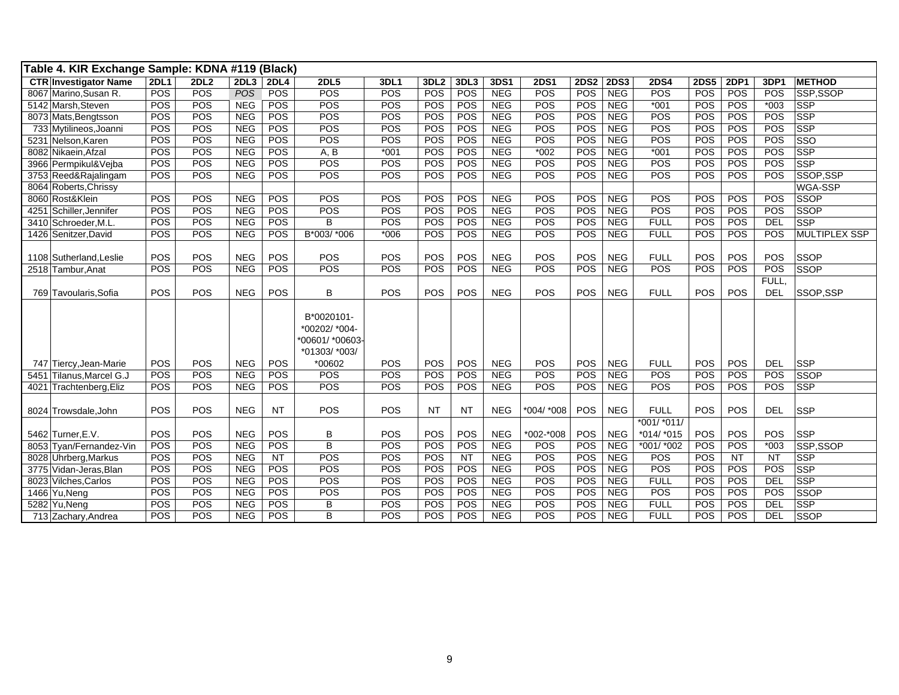**Table 4. KIR Exchange Sample: KDNA #119 (Black)**

| CTR | Investigator Name | 2DL1 | 2DL2 | 2DL3 | 2DL4 | 2DL5 | 3DL1 | 3DL2 | 3DL3 | 3DS1 | 2DS1 | 2DS2 | 2DS3 | 2DS4 | 2DS5 | 2DP1 | 3DP1 | METHOD |
|---|---|---|---|---|---|---|---|---|---|---|---|---|---|---|---|---|---|---|
| 8067 | Marino,Susan R. | POS | POS | *POS* | POS | POS | POS | POS | POS | NEG | POS | POS | NEG | POS | POS | POS | POS | SSP,SSOP |
| 5142 | Marsh,Steven | POS | POS | NEG | POS | POS | POS | POS | POS | NEG | POS | POS | NEG | *001 | POS | POS | *003 | SSP |
| 8073 | Mats,Bengtsson | POS | POS | NEG | POS | POS | POS | POS | POS | NEG | POS | POS | NEG | POS | POS | POS | POS | SSP |
| 733 | Mytilineos,Joanni | POS | POS | NEG | POS | POS | POS | POS | POS | NEG | POS | POS | NEG | POS | POS | POS | POS | SSP |
| 5231 | Nelson,Karen | POS | POS | NEG | POS | POS | POS | POS | POS | NEG | POS | POS | NEG | POS | POS | POS | POS | SSO |
| 8082 | Nikaein,Afzal | POS | POS | NEG | POS | A, B | *001 | POS | POS | NEG | *002 | POS | NEG | *001 | POS | POS | POS | SSP |
| 3966 | Permpikul&Vejba | POS | POS | NEG | POS | POS | POS | POS | POS | NEG | POS | POS | NEG | POS | POS | POS | POS | SSP |
| 3753 | Reed&Rajalingam | POS | POS | NEG | POS | POS | POS | POS | POS | NEG | POS | POS | NEG | POS | POS | POS | POS | SSOP,SSP |
| 8064 | Roberts,Chrissy | | | | | | | | | | | | | | | | | WGA-SSP |
| 8060 | Rost&Klein | POS | POS | NEG | POS | POS | POS | POS | POS | NEG | POS | POS | NEG | POS | POS | POS | POS | SSOP |
| 4251 | Schiller,Jennifer | POS | POS | NEG | POS | POS | POS | POS | POS | NEG | POS | POS | NEG | POS | POS | POS | POS | SSOP |
| 3410 | Schroeder,M.L. | POS | POS | NEG | POS | B | POS | POS | POS | NEG | POS | POS | NEG | FULL | POS | POS | DEL | SSP |
| 1426 | Senitzer,David | POS | POS | NEG | POS | B*003/ *006 | *006 | POS | POS | NEG | POS | POS | NEG | FULL | POS | POS | POS | MULTIPLEX SSP |
| 1108 | Sutherland,Leslie | POS | POS | NEG | POS | POS | POS | POS | POS | NEG | POS | POS | NEG | FULL | POS | POS | POS | SSOP |
| 2518 | Tambur,Anat | POS | POS | NEG | POS | POS | POS | POS | POS | NEG | POS | POS | NEG | POS | POS | POS | POS | SSOP |
| 769 | Tavoularis,Sofia | POS | POS | NEG | POS | B | POS | POS | POS | NEG | POS | POS | NEG | FULL | POS | POS | FULL, DEL | SSOP,SSP |
| 747 | Tiercy,Jean-Marie | POS | POS | NEG | POS | B*0020101- *00202/ *004- *00601/ *00603- *01303/ *003/ *00602 | POS | POS | POS | NEG | POS | POS | NEG | FULL | POS | POS | DEL | SSP |
| 5451 | Tilanus,Marcel G.J | POS | POS | NEG | POS | POS | POS | POS | POS | NEG | POS | POS | NEG | POS | POS | POS | POS | SSOP |
| 4021 | Trachtenberg,Eliz | POS | POS | NEG | POS | POS | POS | POS | POS | NEG | POS | POS | NEG | POS | POS | POS | POS | SSP |
| 8024 | Trowsdale,John | POS | POS | NEG | NT | POS | POS | NT | NT | NEG | *004/ *008 | POS | NEG | FULL | POS | POS | DEL | SSP |
| 5462 | Turner,E.V. | POS | POS | NEG | POS | B | POS | POS | POS | NEG | *002-*008 | POS | NEG | *001/ *011/ *014/ *015 | POS | POS | POS | SSP |
| 8053 | Tyan/Fernandez-Vin | POS | POS | NEG | POS | B | POS | POS | POS | NEG | POS | POS | NEG | *001/ *002 | POS | POS | *003 | SSP,SSOP |
| 8028 | Uhrberg,Markus | POS | POS | NEG | NT | POS | POS | POS | NT | NEG | POS | POS | NEG | POS | POS | NT | NT | SSP |
| 3775 | Vidan-Jeras,Blan | POS | POS | NEG | POS | POS | POS | POS | POS | NEG | POS | POS | NEG | POS | POS | POS | POS | SSP |
| 8023 | Vilches,Carlos | POS | POS | NEG | POS | POS | POS | POS | POS | NEG | POS | POS | NEG | FULL | POS | POS | DEL | SSP |
| 1466 | Yu,Neng | POS | POS | NEG | POS | POS | POS | POS | POS | NEG | POS | POS | NEG | POS | POS | POS | POS | SSOP |
| 5282 | Yu,Neng | POS | POS | NEG | POS | B | POS | POS | POS | NEG | POS | POS | NEG | FULL | POS | POS | DEL | SSP |
| 713 | Zachary,Andrea | POS | POS | NEG | POS | B | POS | POS | POS | NEG | POS | POS | NEG | FULL | POS | POS | DEL | SSOP |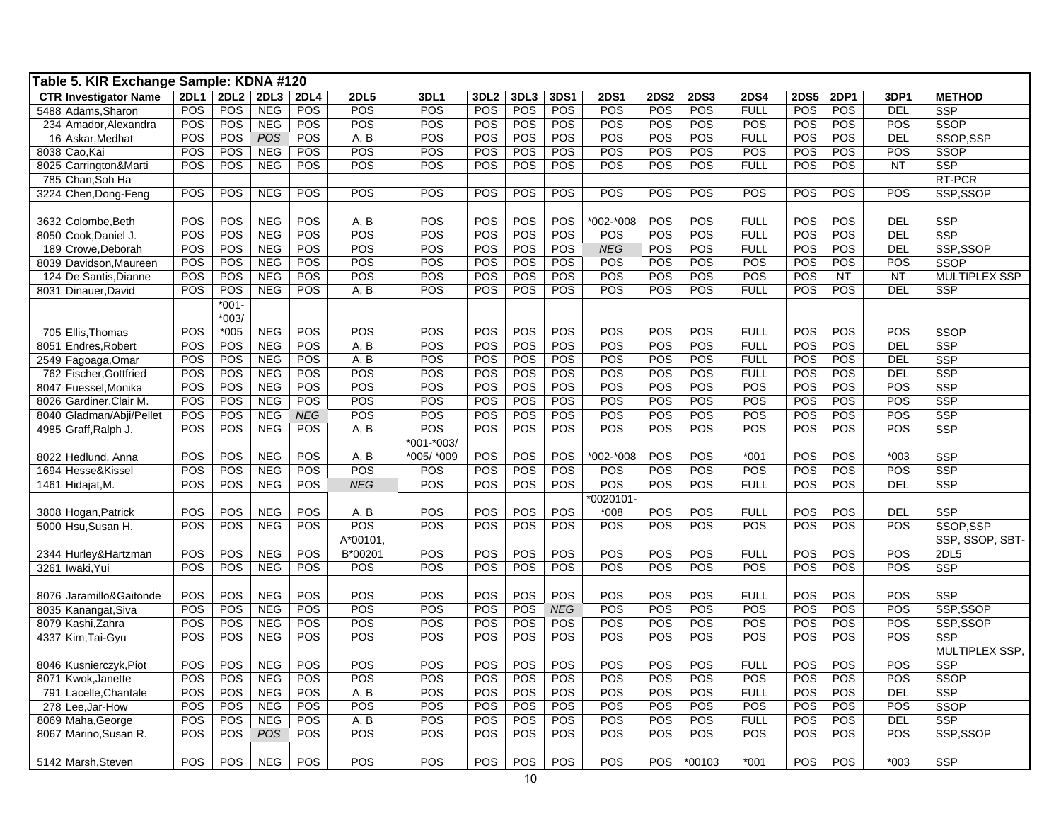**Table 5. KIR Exchange Sample: KDNA #120**

| CTR | Investigator Name | 2DL1 | 2DL2 | 2DL3 | 2DL4 | 2DL5 | 3DL1 | 3DL2 | 3DL3 | 3DS1 | 2DS1 | 2DS2 | 2DS3 | 2DS4 | 2DS5 | 2DP1 | 3DP1 | METHOD |
|---|---|---|---|---|---|---|---|---|---|---|---|---|---|---|---|---|---|---|
| 5488 | Adams,Sharon | POS | POS | NEG | POS | POS | POS | POS | POS | POS | POS | POS | POS | FULL | POS | POS | DEL | SSP |
| 234 | Amador,Alexandra | POS | POS | NEG | POS | POS | POS | POS | POS | POS | POS | POS | POS | POS | POS | POS | POS | SSOP |
| 16 | Askar,Medhat | POS | POS | *POS* | POS | A, B | POS | POS | POS | POS | POS | POS | POS | FULL | POS | POS | DEL | SSOP,SSP |
| 8038 | Cao,Kai | POS | POS | NEG | POS | POS | POS | POS | POS | POS | POS | POS | POS | POS | POS | POS | POS | SSOP |
| 8025 | Carrington&Marti | POS | POS | NEG | POS | POS | POS | POS | POS | POS | POS | POS | POS | FULL | POS | POS | NT | SSP |
| 785 | Chan,Soh Ha | | | | | | | | | | | | | | | | | RT-PCR |
| 3224 | Chen,Dong-Feng | POS | POS | NEG | POS | POS | POS | POS | POS | POS | POS | POS | POS | POS | POS | POS | POS | SSP,SSOP |
| 3632 | Colombe,Beth | POS | POS | NEG | POS | A, B | POS | POS | POS | POS | *002-*008 | POS | POS | FULL | POS | POS | DEL | SSP |
| 8050 | Cook,Daniel J. | POS | POS | NEG | POS | POS | POS | POS | POS | POS | POS | POS | POS | FULL | POS | POS | DEL | SSP |
| 189 | Crowe,Deborah | POS | POS | NEG | POS | POS | POS | POS | POS | POS | *NEG* | POS | POS | FULL | POS | POS | DEL | SSP,SSOP |
| 8039 | Davidson,Maureen | POS | POS | NEG | POS | POS | POS | POS | POS | POS | POS | POS | POS | POS | POS | POS | POS | SSOP |
| 124 | De Santis,Dianne | POS | POS | NEG | POS | POS | POS | POS | POS | POS | POS | POS | POS | POS | POS | NT | NT | MULTIPLEX SSP |
| 8031 | Dinauer,David | POS | POS | NEG | POS | A, B | POS | POS | POS | POS | POS | POS | POS | FULL | POS | POS | DEL | SSP |
| 705 | Ellis,Thomas | POS | *001-*003/*005 | NEG | POS | POS | POS | POS | POS | POS | POS | POS | POS | FULL | POS | POS | POS | SSOP |
| 8051 | Endres,Robert | POS | POS | NEG | POS | A, B | POS | POS | POS | POS | POS | POS | POS | FULL | POS | POS | DEL | SSP |
| 2549 | Fagoaga,Omar | POS | POS | NEG | POS | A, B | POS | POS | POS | POS | POS | POS | POS | FULL | POS | POS | DEL | SSP |
| 762 | Fischer,Gottfried | POS | POS | NEG | POS | POS | POS | POS | POS | POS | POS | POS | POS | FULL | POS | POS | DEL | SSP |
| 8047 | Fuessel,Monika | POS | POS | NEG | POS | POS | POS | POS | POS | POS | POS | POS | POS | POS | POS | POS | POS | SSP |
| 8026 | Gardiner,Clair M. | POS | POS | NEG | POS | POS | POS | POS | POS | POS | POS | POS | POS | POS | POS | POS | POS | SSP |
| 8040 | Gladman/Abji/Pellet | POS | POS | NEG | *NEG* | POS | POS | POS | POS | POS | POS | POS | POS | POS | POS | POS | POS | SSP |
| 4985 | Graff,Ralph J. | POS | POS | NEG | POS | A, B | POS | POS | POS | POS | POS | POS | POS | POS | POS | POS | POS | SSP |
| 8022 | Hedlund, Anna | POS | POS | NEG | POS | A, B | *001-*003/*005/ *009 | POS | POS | POS | *002-*008 | POS | POS | *001 | POS | POS | *003 | SSP |
| 1694 | Hesse&Kissel | POS | POS | NEG | POS | POS | POS | POS | POS | POS | POS | POS | POS | POS | POS | POS | POS | SSP |
| 1461 | Hidajat,M. | POS | POS | NEG | POS | *NEG* | POS | POS | POS | POS | POS | POS | POS | FULL | POS | POS | DEL | SSP |
| 3808 | Hogan,Patrick | POS | POS | NEG | POS | A, B | POS | POS | POS | POS | *0020101-*008 | POS | POS | FULL | POS | POS | DEL | SSP |
| 5000 | Hsu,Susan H. | POS | POS | NEG | POS | POS | POS | POS | POS | POS | POS | POS | POS | POS | POS | POS | POS | SSOP,SSP |
| 2344 | Hurley&Hartzman | POS | POS | NEG | POS | A*00101, B*00201 | POS | POS | POS | POS | POS | POS | POS | FULL | POS | POS | POS | SSP, SSOP, SBT-2DL5 |
| 3261 | Iwaki,Yui | POS | POS | NEG | POS | POS | POS | POS | POS | POS | POS | POS | POS | POS | POS | POS | POS | SSP |
| 8076 | Jaramillo&Gaitonde | POS | POS | NEG | POS | POS | POS | POS | POS | POS | POS | POS | POS | FULL | POS | POS | POS | SSP |
| 8035 | Kanangat,Siva | POS | POS | NEG | POS | POS | POS | POS | POS | *NEG* | POS | POS | POS | POS | POS | POS | POS | SSP,SSOP |
| 8079 | Kashi,Zahra | POS | POS | NEG | POS | POS | POS | POS | POS | POS | POS | POS | POS | POS | POS | POS | POS | SSP,SSOP |
| 4337 | Kim,Tai-Gyu | POS | POS | NEG | POS | POS | POS | POS | POS | POS | POS | POS | POS | POS | POS | POS | POS | SSP |
| 8046 | Kusnierczyk,Piot | POS | POS | NEG | POS | POS | POS | POS | POS | POS | POS | POS | POS | FULL | POS | POS | POS | MULTIPLEX SSP, SSP |
| 8071 | Kwok,Janette | POS | POS | NEG | POS | POS | POS | POS | POS | POS | POS | POS | POS | POS | POS | POS | POS | SSOP |
| 791 | Lacelle,Chantale | POS | POS | NEG | POS | A, B | POS | POS | POS | POS | POS | POS | POS | FULL | POS | POS | DEL | SSP |
| 278 | Lee,Jar-How | POS | POS | NEG | POS | POS | POS | POS | POS | POS | POS | POS | POS | POS | POS | POS | POS | SSOP |
| 8069 | Maha,George | POS | POS | NEG | POS | A, B | POS | POS | POS | POS | POS | POS | POS | FULL | POS | POS | DEL | SSP |
| 8067 | Marino,Susan R. | POS | POS | *POS* | POS | POS | POS | POS | POS | POS | POS | POS | POS | POS | POS | POS | POS | SSP,SSOP |
| 5142 | Marsh,Steven | POS | POS | NEG | POS | POS | POS | POS | POS | POS | POS | POS | *00103 | *001 | POS | POS | *003 | SSP |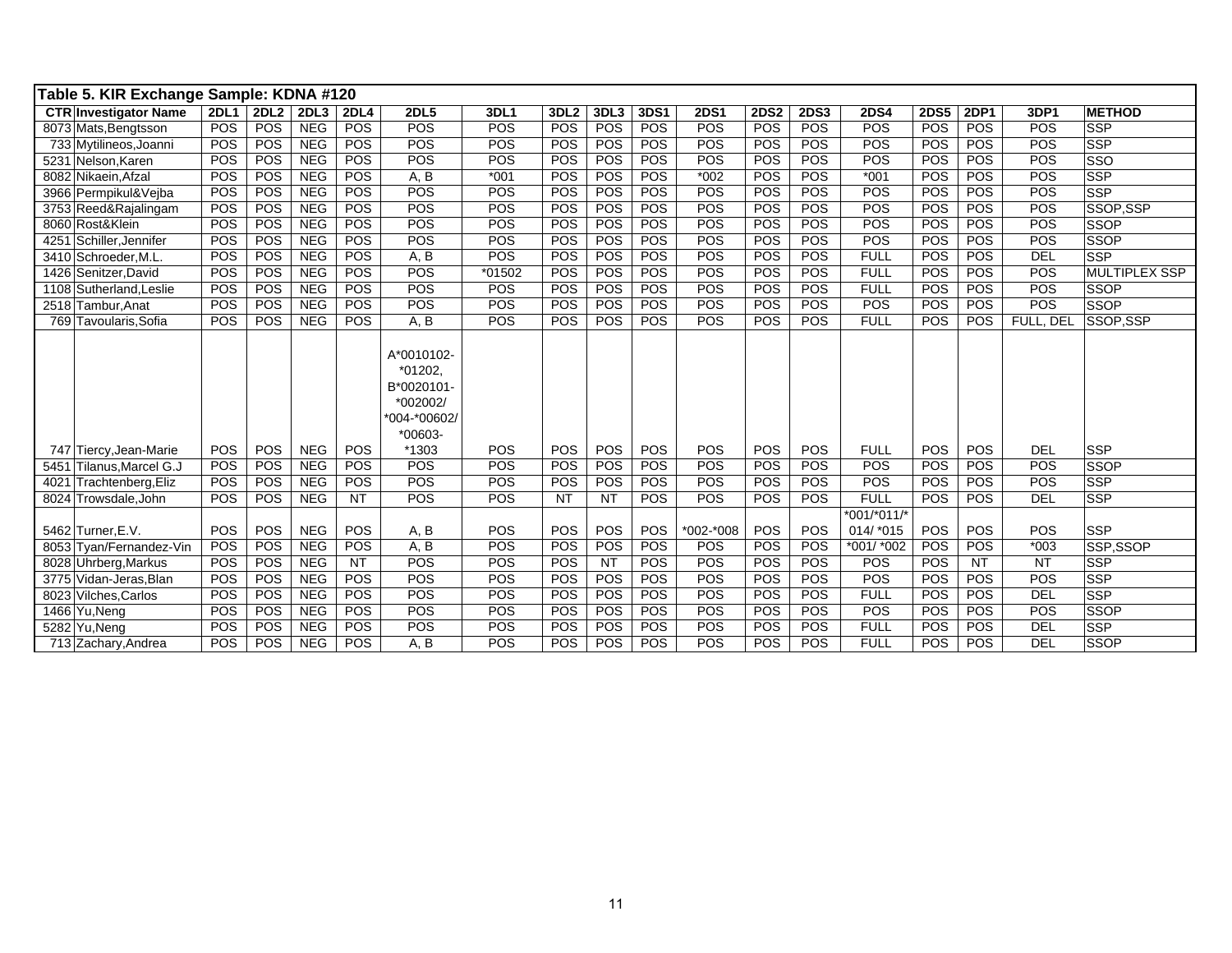**Table 5. KIR Exchange Sample: KDNA #120**

| CTR | Investigator Name | 2DL1 | 2DL2 | 2DL3 | 2DL4 | 2DL5 | 3DL1 | 3DL2 | 3DL3 | 3DS1 | 2DS1 | 2DS2 | 2DS3 | 2DS4 | 2DS5 | 2DP1 | 3DP1 | METHOD |
|---|---|---|---|---|---|---|---|---|---|---|---|---|---|---|---|---|---|---|
| 8073 | Mats,Bengtsson | POS | POS | NEG | POS | POS | POS | POS | POS | POS | POS | POS | POS | POS | POS | POS | POS | SSP |
| 733 | Mytilineos,Joanni | POS | POS | NEG | POS | POS | POS | POS | POS | POS | POS | POS | POS | POS | POS | POS | POS | SSP |
| 5231 | Nelson,Karen | POS | POS | NEG | POS | POS | POS | POS | POS | POS | POS | POS | POS | POS | POS | POS | POS | SSO |
| 8082 | Nikaein,Afzal | POS | POS | NEG | POS | A, B | *001 | POS | POS | POS | *002 | POS | POS | *001 | POS | POS | POS | SSP |
| 3966 | Permpikul&Vejba | POS | POS | NEG | POS | POS | POS | POS | POS | POS | POS | POS | POS | POS | POS | POS | POS | SSP |
| 3753 | Reed&Rajalingam | POS | POS | NEG | POS | POS | POS | POS | POS | POS | POS | POS | POS | POS | POS | POS | POS | SSOP,SSP |
| 8060 | Rost&Klein | POS | POS | NEG | POS | POS | POS | POS | POS | POS | POS | POS | POS | POS | POS | POS | POS | SSOP |
| 4251 | Schiller,Jennifer | POS | POS | NEG | POS | POS | POS | POS | POS | POS | POS | POS | POS | POS | POS | POS | POS | SSOP |
| 3410 | Schroeder,M.L. | POS | POS | NEG | POS | A, B | POS | POS | POS | POS | POS | POS | POS | FULL | POS | POS | DEL | SSP |
| 1426 | Senitzer,David | POS | POS | NEG | POS | POS | *01502 | POS | POS | POS | POS | POS | POS | FULL | POS | POS | POS | MULTIPLEX SSP |
| 1108 | Sutherland,Leslie | POS | POS | NEG | POS | POS | POS | POS | POS | POS | POS | POS | POS | FULL | POS | POS | POS | SSOP |
| 2518 | Tambur,Anat | POS | POS | NEG | POS | POS | POS | POS | POS | POS | POS | POS | POS | POS | POS | POS | POS | SSOP |
| 769 | Tavoularis,Sofia | POS | POS | NEG | POS | A, B | POS | POS | POS | POS | POS | POS | POS | FULL | POS | POS | FULL, DEL | SSOP,SSP |
| 747 | Tiercy,Jean-Marie | POS | POS | NEG | POS | A*0010102-*01202, B*0020101-*002002/*004-*00602/*00603-*1303 | POS | POS | POS | POS | POS | POS | POS | FULL | POS | POS | DEL | SSP |
| 5451 | Tilanus,Marcel G.J | POS | POS | NEG | POS | POS | POS | POS | POS | POS | POS | POS | POS | POS | POS | POS | POS | SSOP |
| 4021 | Trachtenberg,Eliz | POS | POS | NEG | POS | POS | POS | POS | POS | POS | POS | POS | POS | POS | POS | POS | POS | SSP |
| 8024 | Trowsdale,John | POS | POS | NEG | NT | POS | POS | NT | NT | POS | POS | POS | POS | FULL | POS | POS | DEL | SSP |
| 5462 | Turner,E.V. | POS | POS | NEG | POS | A, B | POS | POS | POS | POS | *002-*008 | POS | POS | *001/*011/*014/ *015 | POS | POS | POS | SSP |
| 8053 | Tyan/Fernandez-Vin | POS | POS | NEG | POS | A, B | POS | POS | POS | POS | POS | POS | POS | *001/ *002 | POS | POS | *003 | SSP,SSOP |
| 8028 | Uhrberg,Markus | POS | POS | NEG | NT | POS | POS | POS | NT | POS | POS | POS | POS | POS | POS | NT | NT | SSP |
| 3775 | Vidan-Jeras,Blan | POS | POS | NEG | POS | POS | POS | POS | POS | POS | POS | POS | POS | POS | POS | POS | POS | SSP |
| 8023 | Vilches,Carlos | POS | POS | NEG | POS | POS | POS | POS | POS | POS | POS | POS | POS | FULL | POS | POS | DEL | SSP |
| 1466 | Yu,Neng | POS | POS | NEG | POS | POS | POS | POS | POS | POS | POS | POS | POS | POS | POS | POS | POS | SSOP |
| 5282 | Yu,Neng | POS | POS | NEG | POS | POS | POS | POS | POS | POS | POS | POS | POS | FULL | POS | POS | DEL | SSP |
| 713 | Zachary,Andrea | POS | POS | NEG | POS | A, B | POS | POS | POS | POS | POS | POS | POS | FULL | POS | POS | DEL | SSOP |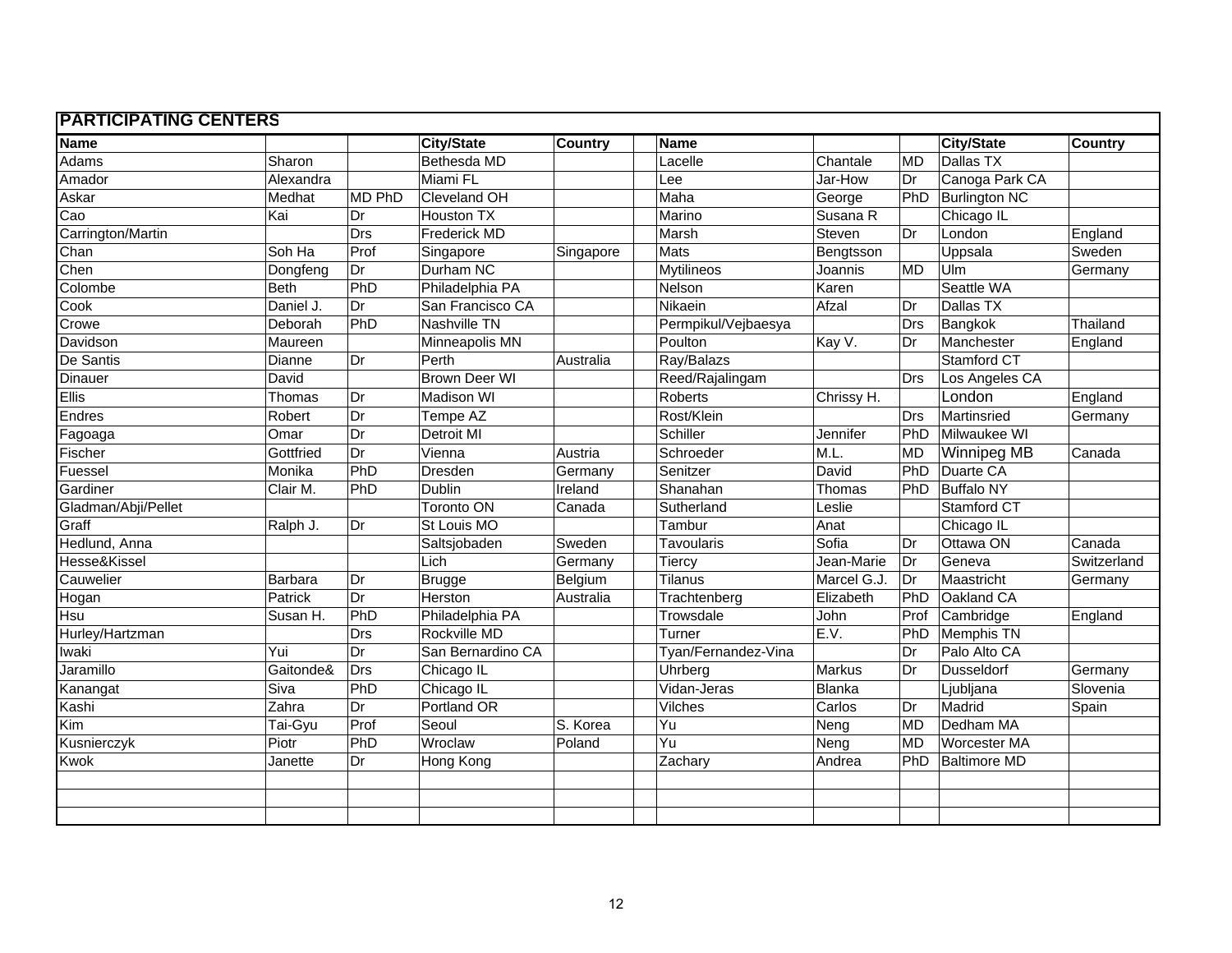**PARTICIPATING CENTERS**

| Name | | | City/State | Country | | Name | | | City/State | Country |
|---|---|---|---|---|---|---|---|---|---|---|
| Adams | Sharon | | Bethesda MD | | | Lacelle | Chantale | MD | Dallas TX | |
| Amador | Alexandra | | Miami FL | | | Lee | Jar-How | Dr | Canoga Park CA | |
| Askar | Medhat | MD PhD | Cleveland OH | | | Maha | George | PhD | Burlington NC | |
| Cao | Kai | Dr | Houston TX | | | Marino | Susana R | | Chicago IL | |
| Carrington/Martin | | Drs | Frederick MD | | | Marsh | Steven | Dr | London | England |
| Chan | Soh Ha | Prof | Singapore | Singapore | | Mats | Bengtsson | | Uppsala | Sweden |
| Chen | Dongfeng | Dr | Durham NC | | | Mytilineos | Joannis | MD | Ulm | Germany |
| Colombe | Beth | PhD | Philadelphia PA | | | Nelson | Karen | | Seattle WA | |
| Cook | Daniel J. | Dr | San Francisco CA | | | Nikaein | Afzal | Dr | Dallas TX | |
| Crowe | Deborah | PhD | Nashville TN | | | Permpikul/Vejbaesya | | Drs | Bangkok | Thailand |
| Davidson | Maureen | | Minneapolis MN | | | Poulton | Kay V. | Dr | Manchester | England |
| De Santis | Dianne | Dr | Perth | Australia | | Ray/Balazs | | | Stamford CT | |
| Dinauer | David | | Brown Deer WI | | | Reed/Rajalingam | | Drs | Los Angeles CA | |
| Ellis | Thomas | Dr | Madison WI | | | Roberts | Chrissy H. | | London | England |
| Endres | Robert | Dr | Tempe AZ | | | Rost/Klein | | Drs | Martinsried | Germany |
| Fagoaga | Omar | Dr | Detroit MI | | | Schiller | Jennifer | PhD | Milwaukee WI | |
| Fischer | Gottfried | Dr | Vienna | Austria | | Schroeder | M.L. | MD | Winnipeg MB | Canada |
| Fuessel | Monika | PhD | Dresden | Germany | | Senitzer | David | PhD | Duarte CA | |
| Gardiner | Clair M. | PhD | Dublin | Ireland | | Shanahan | Thomas | PhD | Buffalo NY | |
| Gladman/Abji/Pellet | | | Toronto ON | Canada | | Sutherland | Leslie | | Stamford CT | |
| Graff | Ralph J. | Dr | St Louis MO | | | Tambur | Anat | | Chicago IL | |
| Hedlund, Anna | | | Saltsjobaden | Sweden | | Tavoularis | Sofia | Dr | Ottawa ON | Canada |
| Hesse&Kissel | | | Lich | Germany | | Tiercy | Jean-Marie | Dr | Geneva | Switzerland |
| Cauwelier | Barbara | Dr | Brugge | Belgium | | Tilanus | Marcel G.J. | Dr | Maastricht | Germany |
| Hogan | Patrick | Dr | Herston | Australia | | Trachtenberg | Elizabeth | PhD | Oakland CA | |
| Hsu | Susan H. | PhD | Philadelphia PA | | | Trowsdale | John | Prof | Cambridge | England |
| Hurley/Hartzman | | Drs | Rockville MD | | | Turner | E.V. | PhD | Memphis TN | |
| Iwaki | Yui | Dr | San Bernardino CA | | | Tyan/Fernandez-Vina | | Dr | Palo Alto CA | |
| Jaramillo | Gaitonde& | Drs | Chicago IL | | | Uhrberg | Markus | Dr | Dusseldorf | Germany |
| Kanangat | Siva | PhD | Chicago IL | | | Vidan-Jeras | Blanka | | Ljubljana | Slovenia |
| Kashi | Zahra | Dr | Portland OR | | | Vilches | Carlos | Dr | Madrid | Spain |
| Kim | Tai-Gyu | Prof | Seoul | S. Korea | | Yu | Neng | MD | Dedham MA | |
| Kusnierczyk | Piotr | PhD | Wroclaw | Poland | | Yu | Neng | MD | Worcester MA | |
| Kwok | Janette | Dr | Hong Kong | | | Zachary | Andrea | PhD | Baltimore MD | |